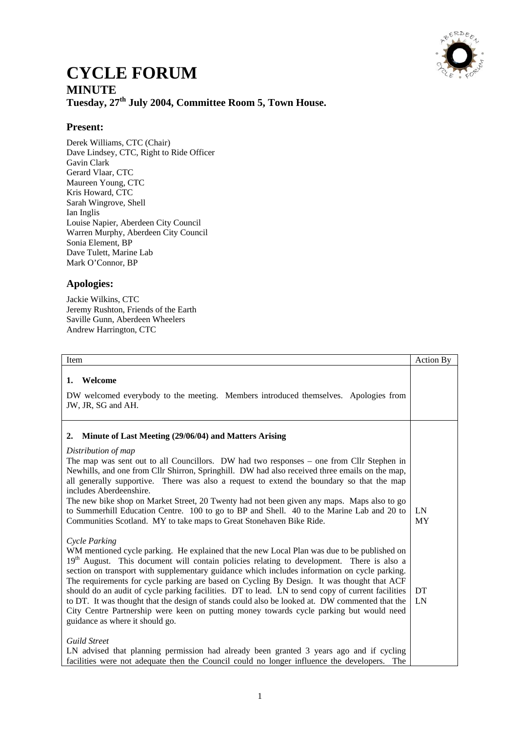# CYCLE FORUM

## MINUTE

**Tuesday, 27th July 2004, Committee Room 5, Town House.**

### Present:

Derek Williams, CTC (Chair)
Dave Lindsey, CTC, Right to Ride Officer
Gavin Clark
Gerard Vlaar, CTC
Maureen Young, CTC
Kris Howard, CTC
Sarah Wingrove, Shell
Ian Inglis
Louise Napier, Aberdeen City Council
Warren Murphy, Aberdeen City Council
Sonia Element, BP
Dave Tulett, Marine Lab
Mark O'Connor, BP

### Apologies:

Jackie Wilkins, CTC
Jeremy Rushton, Friends of the Earth
Saville Gunn, Aberdeen Wheelers
Andrew Harrington, CTC

| Item | Action By |
|---|---|
| **1. Welcome**<br><br>DW welcomed everybody to the meeting. Members introduced themselves. Apologies from JW, JR, SG and AH. | |
| **2. Minute of Last Meeting (29/06/04) and Matters Arising**<br><br>*Distribution of map*<br>The map was sent out to all Councillors. DW had two responses – one from Cllr Stephen in Newhills, and one from Cllr Shirron, Springhill. DW had also received three emails on the map, all generally supportive. There was also a request to extend the boundary so that the map includes Aberdeenshire.<br>The new bike shop on Market Street, 20 Twenty had not been given any maps. Maps also to go to Summerhill Education Centre. 100 to go to BP and Shell. 40 to the Marine Lab and 20 to Communities Scotland. MY to take maps to Great Stonehaven Bike Ride.<br><br>*Cycle Parking*<br>WM mentioned cycle parking. He explained that the new Local Plan was due to be published on 19th August. This document will contain policies relating to development. There is also a section on transport with supplementary guidance which includes information on cycle parking. The requirements for cycle parking are based on Cycling By Design. It was thought that ACF should do an audit of cycle parking facilities. DT to lead. LN to send copy of current facilities to DT. It was thought that the design of stands could also be looked at. DW commented that the City Centre Partnership were keen on putting money towards cycle parking but would need guidance as where it should go.<br><br>*Guild Street*<br>LN advised that planning permission had already been granted 3 years ago and if cycling facilities were not adequate then the Council could no longer influence the developers. The | LN<br>MY<br><br>DT<br>LN |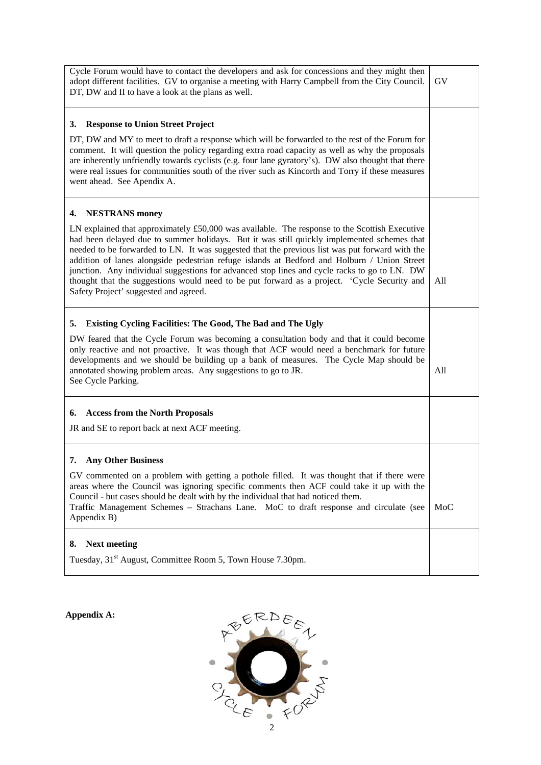| | |
|---|---|
| Cycle Forum would have to contact the developers and ask for concessions and they might then adopt different facilities. GV to organise a meeting with Harry Campbell from the City Council. DT, DW and II to have a look at the plans as well. | GV |
| **3. Response to Union Street Project**<br><br>DT, DW and MY to meet to draft a response which will be forwarded to the rest of the Forum for comment. It will question the policy regarding extra road capacity as well as why the proposals are inherently unfriendly towards cyclists (e.g. four lane gyratory's). DW also thought that there were real issues for communities south of the river such as Kincorth and Torry if these measures went ahead. See Apendix A. | |
| **4. NESTRANS money**<br><br>LN explained that approximately £50,000 was available. The response to the Scottish Executive had been delayed due to summer holidays. But it was still quickly implemented schemes that needed to be forwarded to LN. It was suggested that the previous list was put forward with the addition of lanes alongside pedestrian refuge islands at Bedford and Holburn / Union Street junction. Any individual suggestions for advanced stop lines and cycle racks to go to LN. DW thought that the suggestions would need to be put forward as a project. 'Cycle Security and Safety Project' suggested and agreed. | All |
| **5. Existing Cycling Facilities: The Good, The Bad and The Ugly**<br><br>DW feared that the Cycle Forum was becoming a consultation body and that it could become only reactive and not proactive. It was though that ACF would need a benchmark for future developments and we should be building up a bank of measures. The Cycle Map should be annotated showing problem areas. Any suggestions to go to JR.<br>See Cycle Parking. | All |
| **6. Access from the North Proposals**<br><br>JR and SE to report back at next ACF meeting. | |
| **7. Any Other Business**<br><br>GV commented on a problem with getting a pothole filled. It was thought that if there were areas where the Council was ignoring specific comments then ACF could take it up with the Council - but cases should be dealt with by the individual that had noticed them.<br>Traffic Management Schemes – Strachans Lane. MoC to draft response and circulate (see Appendix B) | MoC |
| **8. Next meeting**<br><br>Tuesday, 31st August, Committee Room 5, Town House 7.30pm. | |

**Appendix A:**

ABERDEEN CYCLE FORUM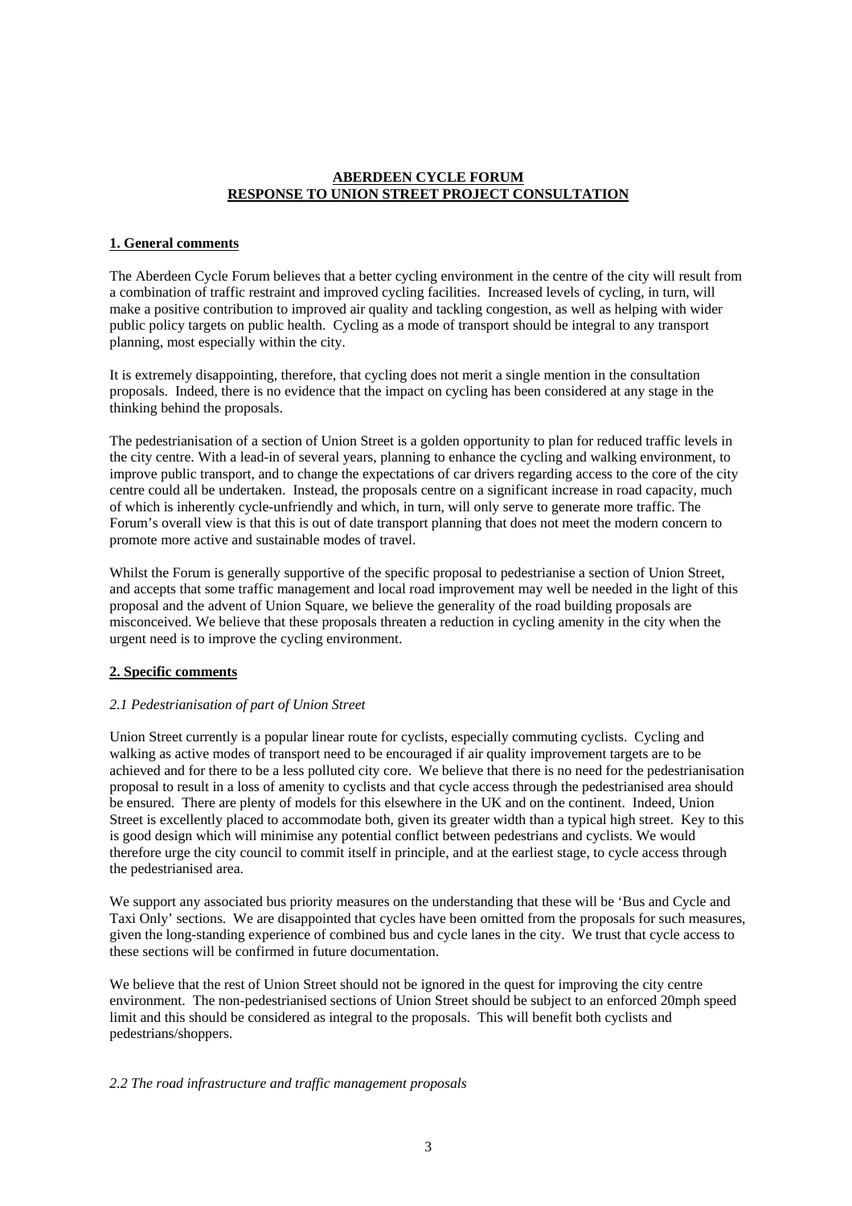# ABERDEEN CYCLE FORUM
# RESPONSE TO UNION STREET PROJECT CONSULTATION

## 1. General comments

The Aberdeen Cycle Forum believes that a better cycling environment in the centre of the city will result from a combination of traffic restraint and improved cycling facilities. Increased levels of cycling, in turn, will make a positive contribution to improved air quality and tackling congestion, as well as helping with wider public policy targets on public health. Cycling as a mode of transport should be integral to any transport planning, most especially within the city.

It is extremely disappointing, therefore, that cycling does not merit a single mention in the consultation proposals. Indeed, there is no evidence that the impact on cycling has been considered at any stage in the thinking behind the proposals.

The pedestrianisation of a section of Union Street is a golden opportunity to plan for reduced traffic levels in the city centre. With a lead-in of several years, planning to enhance the cycling and walking environment, to improve public transport, and to change the expectations of car drivers regarding access to the core of the city centre could all be undertaken. Instead, the proposals centre on a significant increase in road capacity, much of which is inherently cycle-unfriendly and which, in turn, will only serve to generate more traffic. The Forum's overall view is that this is out of date transport planning that does not meet the modern concern to promote more active and sustainable modes of travel.

Whilst the Forum is generally supportive of the specific proposal to pedestrianise a section of Union Street, and accepts that some traffic management and local road improvement may well be needed in the light of this proposal and the advent of Union Square, we believe the generality of the road building proposals are misconceived. We believe that these proposals threaten a reduction in cycling amenity in the city when the urgent need is to improve the cycling environment.

## 2. Specific comments

### *2.1 Pedestrianisation of part of Union Street*

Union Street currently is a popular linear route for cyclists, especially commuting cyclists. Cycling and walking as active modes of transport need to be encouraged if air quality improvement targets are to be achieved and for there to be a less polluted city core. We believe that there is no need for the pedestrianisation proposal to result in a loss of amenity to cyclists and that cycle access through the pedestrianised area should be ensured. There are plenty of models for this elsewhere in the UK and on the continent. Indeed, Union Street is excellently placed to accommodate both, given its greater width than a typical high street. Key to this is good design which will minimise any potential conflict between pedestrians and cyclists. We would therefore urge the city council to commit itself in principle, and at the earliest stage, to cycle access through the pedestrianised area.

We support any associated bus priority measures on the understanding that these will be 'Bus and Cycle and Taxi Only' sections. We are disappointed that cycles have been omitted from the proposals for such measures, given the long-standing experience of combined bus and cycle lanes in the city. We trust that cycle access to these sections will be confirmed in future documentation.

We believe that the rest of Union Street should not be ignored in the quest for improving the city centre environment. The non-pedestrianised sections of Union Street should be subject to an enforced 20mph speed limit and this should be considered as integral to the proposals. This will benefit both cyclists and pedestrians/shoppers.

### *2.2 The road infrastructure and traffic management proposals*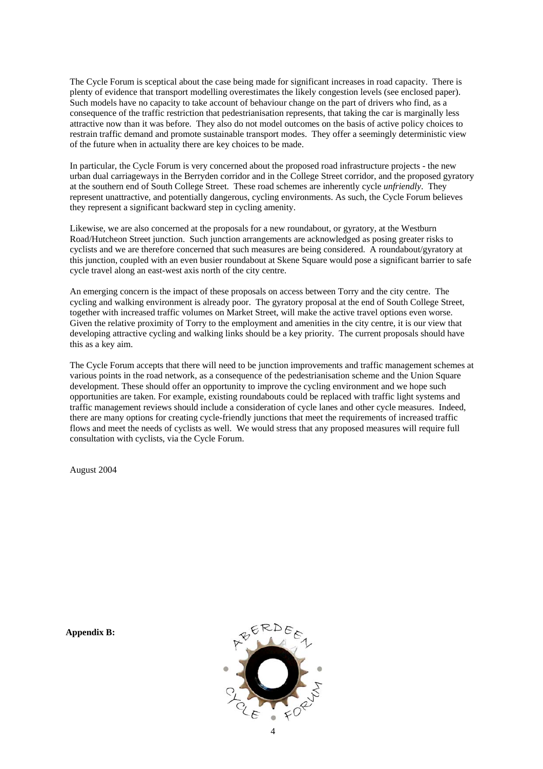The Cycle Forum is sceptical about the case being made for significant increases in road capacity. There is plenty of evidence that transport modelling overestimates the likely congestion levels (see enclosed paper). Such models have no capacity to take account of behaviour change on the part of drivers who find, as a consequence of the traffic restriction that pedestrianisation represents, that taking the car is marginally less attractive now than it was before. They also do not model outcomes on the basis of active policy choices to restrain traffic demand and promote sustainable transport modes. They offer a seemingly deterministic view of the future when in actuality there are key choices to be made.

In particular, the Cycle Forum is very concerned about the proposed road infrastructure projects - the new urban dual carriageways in the Berryden corridor and in the College Street corridor, and the proposed gyratory at the southern end of South College Street. These road schemes are inherently cycle *unfriendly*. They represent unattractive, and potentially dangerous, cycling environments. As such, the Cycle Forum believes they represent a significant backward step in cycling amenity.

Likewise, we are also concerned at the proposals for a new roundabout, or gyratory, at the Westburn Road/Hutcheon Street junction. Such junction arrangements are acknowledged as posing greater risks to cyclists and we are therefore concerned that such measures are being considered. A roundabout/gyratory at this junction, coupled with an even busier roundabout at Skene Square would pose a significant barrier to safe cycle travel along an east-west axis north of the city centre.

An emerging concern is the impact of these proposals on access between Torry and the city centre. The cycling and walking environment is already poor. The gyratory proposal at the end of South College Street, together with increased traffic volumes on Market Street, will make the active travel options even worse. Given the relative proximity of Torry to the employment and amenities in the city centre, it is our view that developing attractive cycling and walking links should be a key priority. The current proposals should have this as a key aim.

The Cycle Forum accepts that there will need to be junction improvements and traffic management schemes at various points in the road network, as a consequence of the pedestrianisation scheme and the Union Square development. These should offer an opportunity to improve the cycling environment and we hope such opportunities are taken. For example, existing roundabouts could be replaced with traffic light systems and traffic management reviews should include a consideration of cycle lanes and other cycle measures. Indeed, there are many options for creating cycle-friendly junctions that meet the requirements of increased traffic flows and meet the needs of cyclists as well. We would stress that any proposed measures will require full consultation with cyclists, via the Cycle Forum.

August 2004

**Appendix B:**

ABERDEEN CYCLE FORUM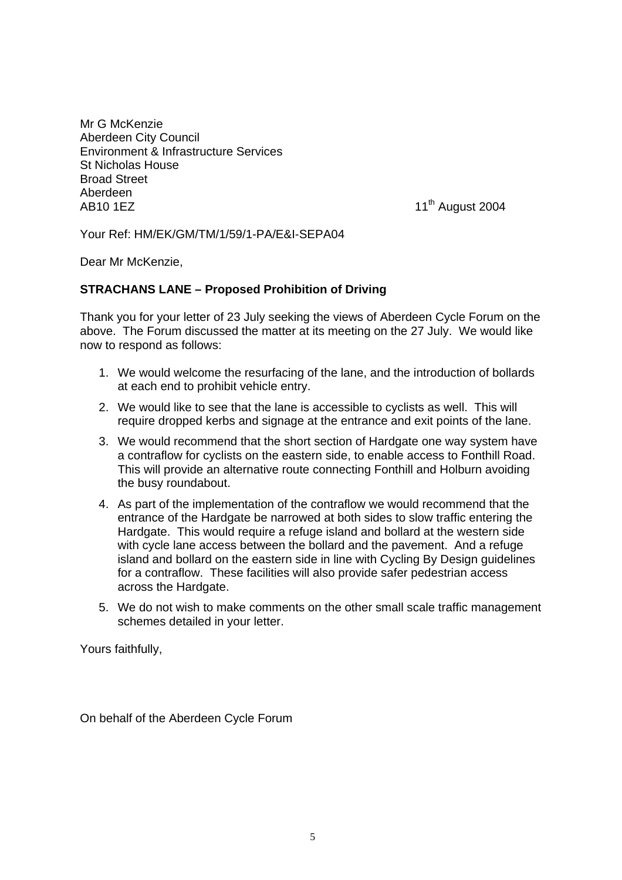Mr G McKenzie
Aberdeen City Council
Environment & Infrastructure Services
St Nicholas House
Broad Street
Aberdeen
AB10 1EZ

11th August 2004

Your Ref: HM/EK/GM/TM/1/59/1-PA/E&I-SEPA04

Dear Mr McKenzie,

**STRACHANS LANE – Proposed Prohibition of Driving**

Thank you for your letter of 23 July seeking the views of Aberdeen Cycle Forum on the above. The Forum discussed the matter at its meeting on the 27 July. We would like now to respond as follows:

1. We would welcome the resurfacing of the lane, and the introduction of bollards at each end to prohibit vehicle entry.
2. We would like to see that the lane is accessible to cyclists as well. This will require dropped kerbs and signage at the entrance and exit points of the lane.
3. We would recommend that the short section of Hardgate one way system have a contraflow for cyclists on the eastern side, to enable access to Fonthill Road. This will provide an alternative route connecting Fonthill and Holburn avoiding the busy roundabout.
4. As part of the implementation of the contraflow we would recommend that the entrance of the Hardgate be narrowed at both sides to slow traffic entering the Hardgate. This would require a refuge island and bollard at the western side with cycle lane access between the bollard and the pavement. And a refuge island and bollard on the eastern side in line with Cycling By Design guidelines for a contraflow. These facilities will also provide safer pedestrian access across the Hardgate.
5. We do not wish to make comments on the other small scale traffic management schemes detailed in your letter.

Yours faithfully,

On behalf of the Aberdeen Cycle Forum